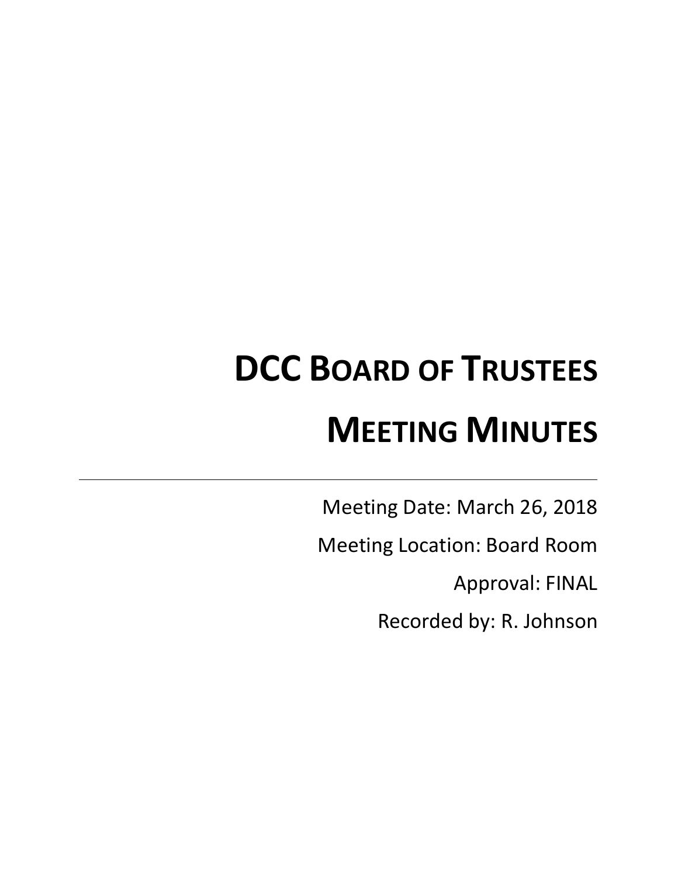# DCC Board of Trustees

# Meeting Minutes

---

Meeting Date: March 26, 2018

Meeting Location: Board Room

Approval: FINAL

Recorded by: R. Johnson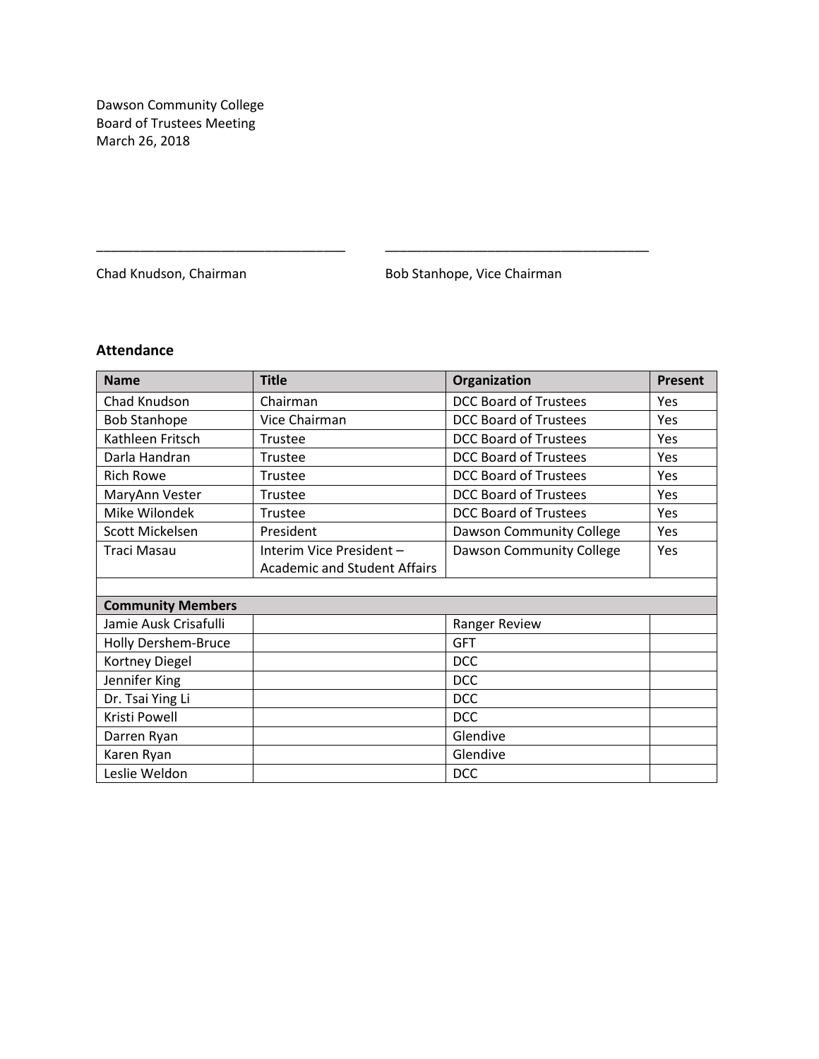Dawson Community College
Board of Trustees Meeting
March 26, 2018

\_\_\_\_\_\_\_\_\_\_\_\_\_\_\_\_\_\_\_\_\_\_\_\_\_\_\_\_\_\_\_\_\_\_ \_\_\_\_\_\_\_\_\_\_\_\_\_\_\_\_\_\_\_\_\_\_\_\_\_\_\_\_\_\_\_\_\_\_\_\_

Chad Knudson, Chairman Bob Stanhope, Vice Chairman

### Attendance

| Name | Title | Organization | Present |
|---|---|---|---|
| Chad Knudson | Chairman | DCC Board of Trustees | Yes |
| Bob Stanhope | Vice Chairman | DCC Board of Trustees | Yes |
| Kathleen Fritsch | Trustee | DCC Board of Trustees | Yes |
| Darla Handran | Trustee | DCC Board of Trustees | Yes |
| Rich Rowe | Trustee | DCC Board of Trustees | Yes |
| MaryAnn Vester | Trustee | DCC Board of Trustees | Yes |
| Mike Wilondek | Trustee | DCC Board of Trustees | Yes |
| Scott Mickelsen | President | Dawson Community College | Yes |
| Traci Masau | Interim Vice President – Academic and Student Affairs | Dawson Community College | Yes |
| | | | |
| **Community Members** | | | |
| Jamie Ausk Crisafulli | | Ranger Review | |
| Holly Dershem-Bruce | | GFT | |
| Kortney Diegel | | DCC | |
| Jennifer King | | DCC | |
| Dr. Tsai Ying Li | | DCC | |
| Kristi Powell | | DCC | |
| Darren Ryan | | Glendive | |
| Karen Ryan | | Glendive | |
| Leslie Weldon | | DCC | |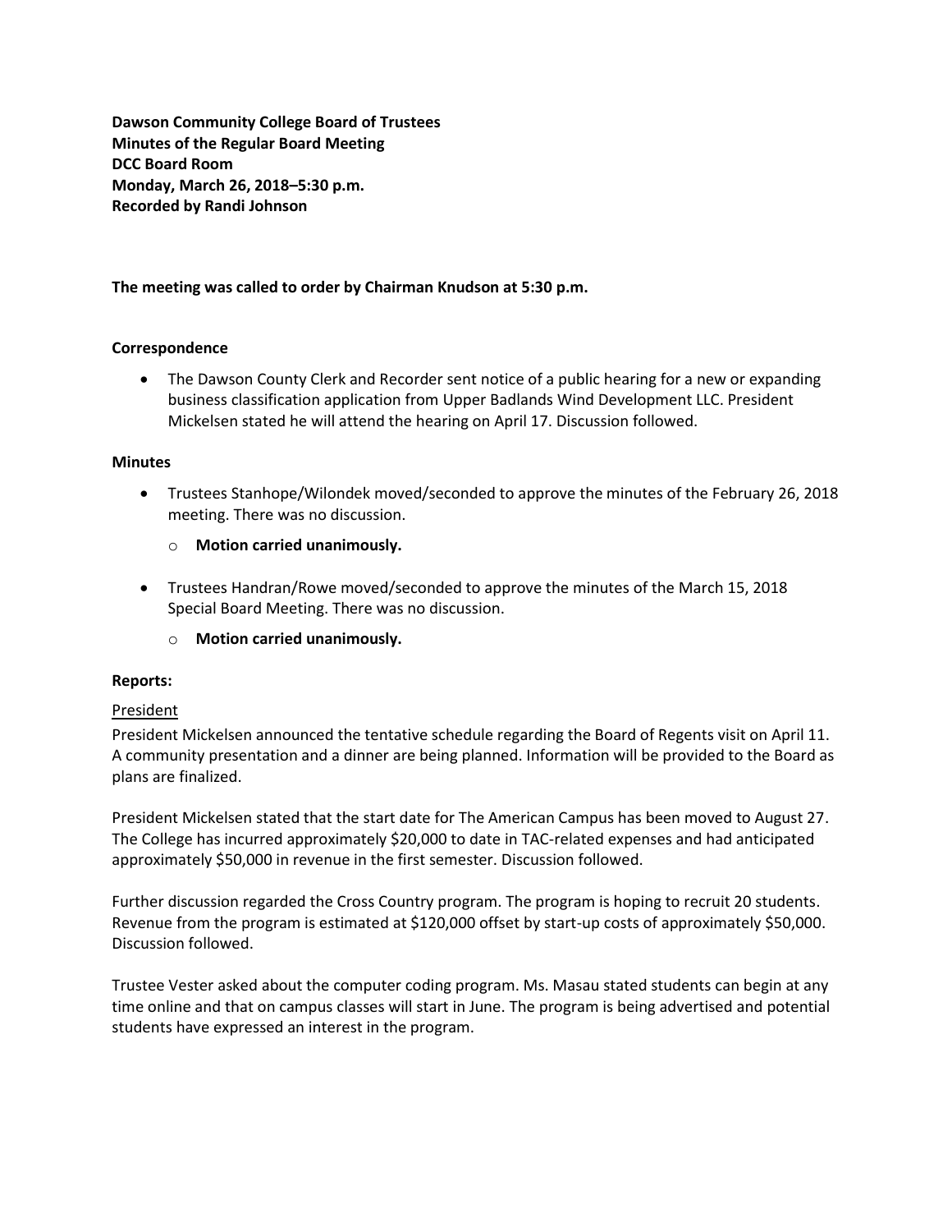**Dawson Community College Board of Trustees**
**Minutes of the Regular Board Meeting**
**DCC Board Room**
**Monday, March 26, 2018–5:30 p.m.**
**Recorded by Randi Johnson**

**The meeting was called to order by Chairman Knudson at 5:30 p.m.**

**Correspondence**

- The Dawson County Clerk and Recorder sent notice of a public hearing for a new or expanding business classification application from Upper Badlands Wind Development LLC. President Mickelsen stated he will attend the hearing on April 17. Discussion followed.

**Minutes**

- Trustees Stanhope/Wilondek moved/seconded to approve the minutes of the February 26, 2018 meeting. There was no discussion.
  - **Motion carried unanimously.**
- Trustees Handran/Rowe moved/seconded to approve the minutes of the March 15, 2018 Special Board Meeting. There was no discussion.
  - **Motion carried unanimously.**

**Reports:**

President

President Mickelsen announced the tentative schedule regarding the Board of Regents visit on April 11. A community presentation and a dinner are being planned. Information will be provided to the Board as plans are finalized.

President Mickelsen stated that the start date for The American Campus has been moved to August 27. The College has incurred approximately $20,000 to date in TAC-related expenses and had anticipated approximately $50,000 in revenue in the first semester. Discussion followed.

Further discussion regarded the Cross Country program. The program is hoping to recruit 20 students. Revenue from the program is estimated at $120,000 offset by start-up costs of approximately $50,000. Discussion followed.

Trustee Vester asked about the computer coding program. Ms. Masau stated students can begin at any time online and that on campus classes will start in June. The program is being advertised and potential students have expressed an interest in the program.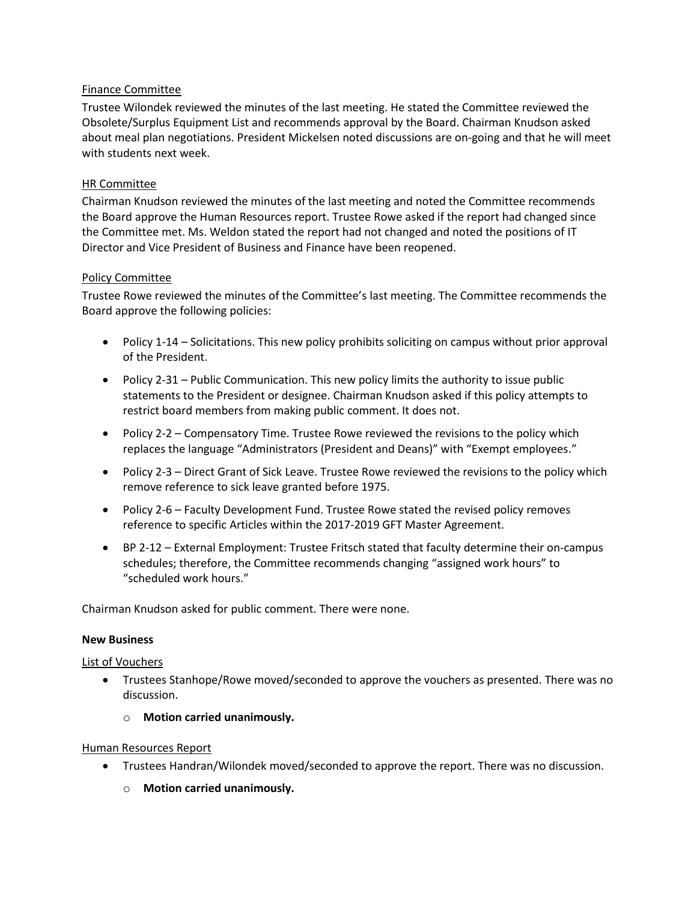Finance Committee

Trustee Wilondek reviewed the minutes of the last meeting. He stated the Committee reviewed the Obsolete/Surplus Equipment List and recommends approval by the Board. Chairman Knudson asked about meal plan negotiations. President Mickelsen noted discussions are on-going and that he will meet with students next week.

HR Committee

Chairman Knudson reviewed the minutes of the last meeting and noted the Committee recommends the Board approve the Human Resources report. Trustee Rowe asked if the report had changed since the Committee met. Ms. Weldon stated the report had not changed and noted the positions of IT Director and Vice President of Business and Finance have been reopened.

Policy Committee

Trustee Rowe reviewed the minutes of the Committee's last meeting. The Committee recommends the Board approve the following policies:

- Policy 1-14 – Solicitations. This new policy prohibits soliciting on campus without prior approval of the President.
- Policy 2-31 – Public Communication. This new policy limits the authority to issue public statements to the President or designee. Chairman Knudson asked if this policy attempts to restrict board members from making public comment. It does not.
- Policy 2-2 – Compensatory Time. Trustee Rowe reviewed the revisions to the policy which replaces the language "Administrators (President and Deans)" with "Exempt employees."
- Policy 2-3 – Direct Grant of Sick Leave. Trustee Rowe reviewed the revisions to the policy which remove reference to sick leave granted before 1975.
- Policy 2-6 – Faculty Development Fund. Trustee Rowe stated the revised policy removes reference to specific Articles within the 2017-2019 GFT Master Agreement.
- BP 2-12 – External Employment: Trustee Fritsch stated that faculty determine their on-campus schedules; therefore, the Committee recommends changing "assigned work hours" to "scheduled work hours."

Chairman Knudson asked for public comment. There were none.

**New Business**

List of Vouchers

- Trustees Stanhope/Rowe moved/seconded to approve the vouchers as presented. There was no discussion.
  - **Motion carried unanimously.**

Human Resources Report

- Trustees Handran/Wilondek moved/seconded to approve the report. There was no discussion.
  - **Motion carried unanimously.**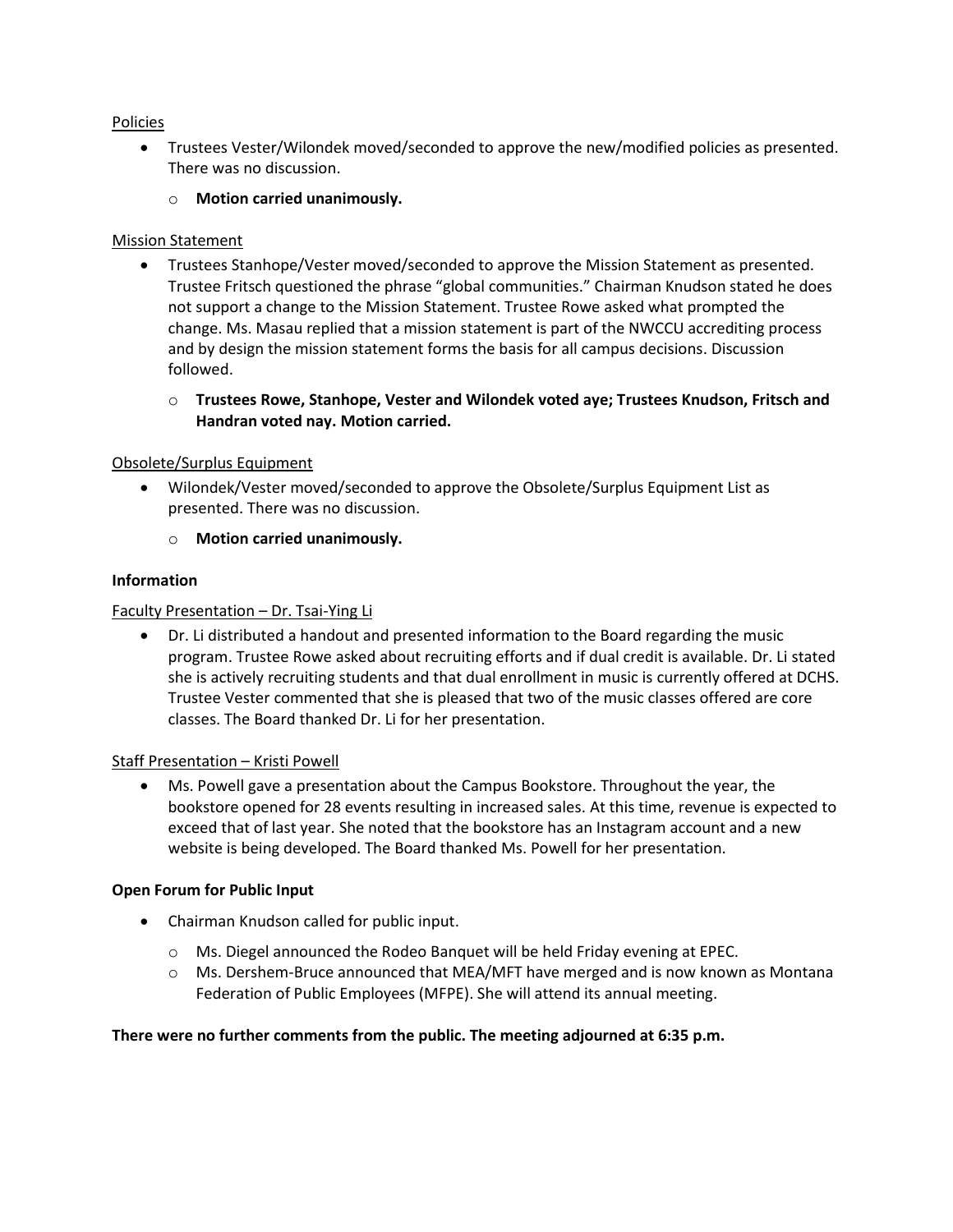Policies

- Trustees Vester/Wilondek moved/seconded to approve the new/modified policies as presented. There was no discussion.
  - **Motion carried unanimously.**

Mission Statement

- Trustees Stanhope/Vester moved/seconded to approve the Mission Statement as presented. Trustee Fritsch questioned the phrase "global communities." Chairman Knudson stated he does not support a change to the Mission Statement. Trustee Rowe asked what prompted the change. Ms. Masau replied that a mission statement is part of the NWCCU accrediting process and by design the mission statement forms the basis for all campus decisions. Discussion followed.
  - **Trustees Rowe, Stanhope, Vester and Wilondek voted aye; Trustees Knudson, Fritsch and Handran voted nay. Motion carried.**

Obsolete/Surplus Equipment

- Wilondek/Vester moved/seconded to approve the Obsolete/Surplus Equipment List as presented. There was no discussion.
  - **Motion carried unanimously.**

**Information**

Faculty Presentation – Dr. Tsai-Ying Li

- Dr. Li distributed a handout and presented information to the Board regarding the music program. Trustee Rowe asked about recruiting efforts and if dual credit is available. Dr. Li stated she is actively recruiting students and that dual enrollment in music is currently offered at DCHS. Trustee Vester commented that she is pleased that two of the music classes offered are core classes. The Board thanked Dr. Li for her presentation.

Staff Presentation – Kristi Powell

- Ms. Powell gave a presentation about the Campus Bookstore. Throughout the year, the bookstore opened for 28 events resulting in increased sales. At this time, revenue is expected to exceed that of last year. She noted that the bookstore has an Instagram account and a new website is being developed. The Board thanked Ms. Powell for her presentation.

**Open Forum for Public Input**

- Chairman Knudson called for public input.
  - Ms. Diegel announced the Rodeo Banquet will be held Friday evening at EPEC.
  - Ms. Dershem-Bruce announced that MEA/MFT have merged and is now known as Montana Federation of Public Employees (MFPE). She will attend its annual meeting.

**There were no further comments from the public. The meeting adjourned at 6:35 p.m.**